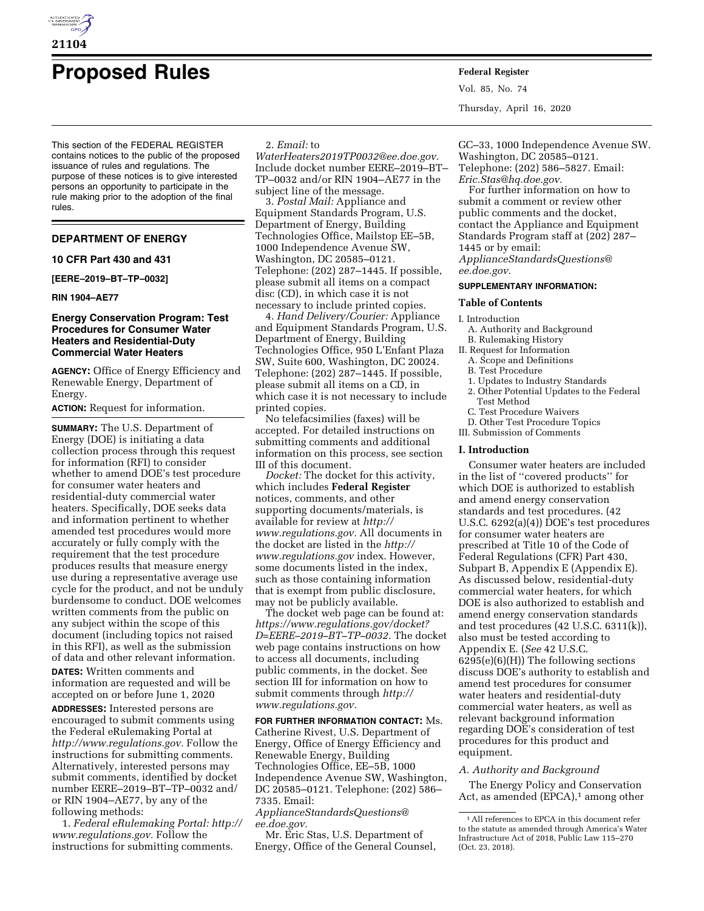# Proposed Rules

This section of the FEDERAL REGISTER contains notices to the public of the proposed issuance of rules and regulations. The purpose of these notices is to give interested persons an opportunity to participate in the rule making prior to the adoption of the final rules.

## DEPARTMENT OF ENERGY

### 10 CFR Part 430 and 431

**[EERE–2019–BT–TP–0032]**

**RIN 1904–AE77**

### Energy Conservation Program: Test Procedures for Consumer Water Heaters and Residential-Duty Commercial Water Heaters

**AGENCY:** Office of Energy Efficiency and Renewable Energy, Department of Energy.

**ACTION:** Request for information.

**SUMMARY:** The U.S. Department of Energy (DOE) is initiating a data collection process through this request for information (RFI) to consider whether to amend DOE's test procedure for consumer water heaters and residential-duty commercial water heaters. Specifically, DOE seeks data and information pertinent to whether amended test procedures would more accurately or fully comply with the requirement that the test procedure produces results that measure energy use during a representative average use cycle for the product, and not be unduly burdensome to conduct. DOE welcomes written comments from the public on any subject within the scope of this document (including topics not raised in this RFI), as well as the submission of data and other relevant information.

**DATES:** Written comments and information are requested and will be accepted on or before June 1, 2020

**ADDRESSES:** Interested persons are encouraged to submit comments using the Federal eRulemaking Portal at *http://www.regulations.gov.* Follow the instructions for submitting comments. Alternatively, interested persons may submit comments, identified by docket number EERE–2019–BT–TP–0032 and/or RIN 1904–AE77, by any of the following methods:

1. *Federal eRulemaking Portal: http://www.regulations.gov.* Follow the instructions for submitting comments.

2. *Email:* to *WaterHeaters2019TP0032@ee.doe.gov.* Include docket number EERE–2019–BT–TP–0032 and/or RIN 1904–AE77 in the subject line of the message.

3. *Postal Mail:* Appliance and Equipment Standards Program, U.S. Department of Energy, Building Technologies Office, Mailstop EE–5B, 1000 Independence Avenue SW, Washington, DC 20585–0121. Telephone: (202) 287–1445. If possible, please submit all items on a compact disc (CD), in which case it is not necessary to include printed copies.

4. *Hand Delivery/Courier:* Appliance and Equipment Standards Program, U.S. Department of Energy, Building Technologies Office, 950 L'Enfant Plaza SW, Suite 600, Washington, DC 20024. Telephone: (202) 287–1445. If possible, please submit all items on a CD, in which case it is not necessary to include printed copies.

No telefacsimilies (faxes) will be accepted. For detailed instructions on submitting comments and additional information on this process, see section III of this document.

*Docket:* The docket for this activity, which includes **Federal Register** notices, comments, and other supporting documents/materials, is available for review at *http://www.regulations.gov.* All documents in the docket are listed in the *http://www.regulations.gov* index. However, some documents listed in the index, such as those containing information that is exempt from public disclosure, may not be publicly available.

The docket web page can be found at: *https://www.regulations.gov/docket?D=EERE–2019–BT–TP–0032.* The docket web page contains instructions on how to access all documents, including public comments, in the docket. See section III for information on how to submit comments through *http://www.regulations.gov.*

**FOR FURTHER INFORMATION CONTACT:** Ms. Catherine Rivest, U.S. Department of Energy, Office of Energy Efficiency and Renewable Energy, Building Technologies Office, EE–5B, 1000 Independence Avenue SW, Washington, DC 20585–0121. Telephone: (202) 586–7335. Email: *ApplianceStandardsQuestions@ee.doe.gov.*

Mr. Eric Stas, U.S. Department of Energy, Office of the General Counsel, GC–33, 1000 Independence Avenue SW. Washington, DC 20585–0121. Telephone: (202) 586–5827. Email: *Eric.Stas@hq.doe.gov.*

For further information on how to submit a comment or review other public comments and the docket, contact the Appliance and Equipment Standards Program staff at (202) 287–1445 or by email: *ApplianceStandardsQuestions@ee.doe.gov.*

**SUPPLEMENTARY INFORMATION:**

**Table of Contents**

- I. Introduction
  - A. Authority and Background
  - B. Rulemaking History
- II. Request for Information
  - A. Scope and Definitions
  - B. Test Procedure
    - 1. Updates to Industry Standards
    - 2. Other Potential Updates to the Federal Test Method
  - C. Test Procedure Waivers
  - D. Other Test Procedure Topics
- III. Submission of Comments

## I. Introduction

Consumer water heaters are included in the list of ''covered products'' for which DOE is authorized to establish and amend energy conservation standards and test procedures. (42 U.S.C. 6292(a)(4)) DOE's test procedures for consumer water heaters are prescribed at Title 10 of the Code of Federal Regulations (CFR) Part 430, Subpart B, Appendix E (Appendix E). As discussed below, residential-duty commercial water heaters, for which DOE is also authorized to establish and amend energy conservation standards and test procedures (42 U.S.C. 6311(k)), also must be tested according to Appendix E. (*See* 42 U.S.C. 6295(e)(6)(H)) The following sections discuss DOE's authority to establish and amend test procedures for consumer water heaters and residential-duty commercial water heaters, as well as relevant background information regarding DOE's consideration of test procedures for this product and equipment.

### *A. Authority and Background*

The Energy Policy and Conservation Act, as amended (EPCA),[1] among other

[1] All references to EPCA in this document refer to the statute as amended through America's Water Infrastructure Act of 2018, Public Law 115–270 (Oct. 23, 2018).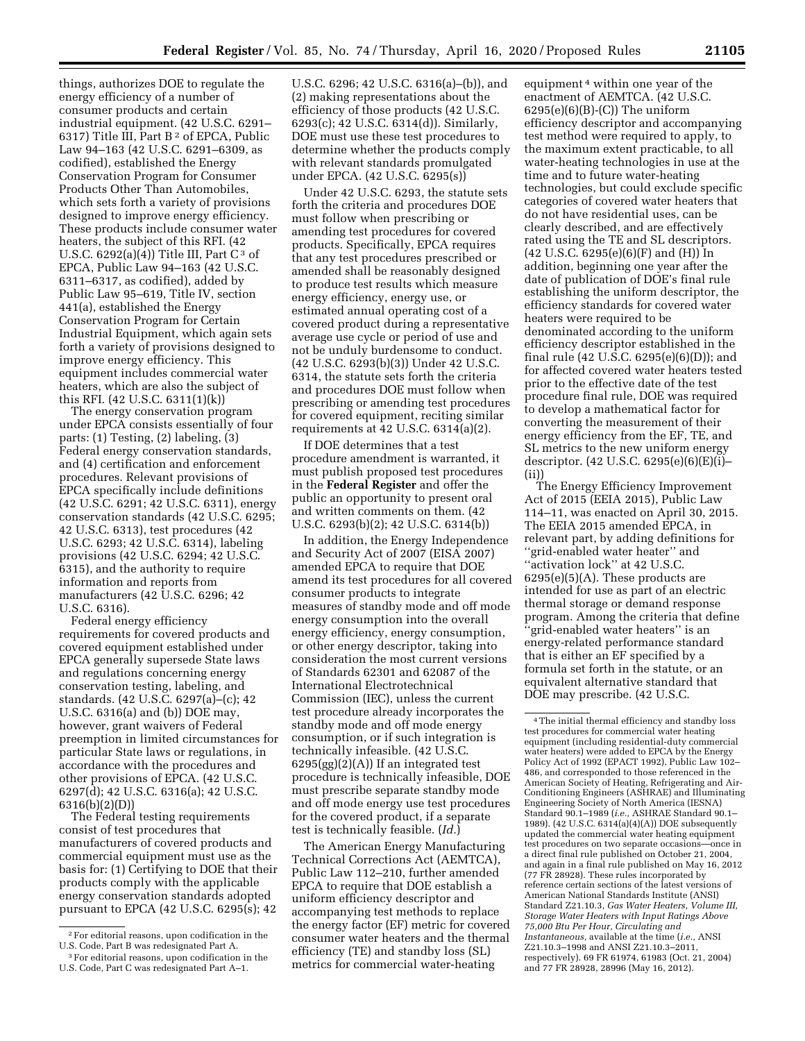things, authorizes DOE to regulate the energy efficiency of a number of consumer products and certain industrial equipment. (42 U.S.C. 6291–6317) Title III, Part B [2] of EPCA, Public Law 94–163 (42 U.S.C. 6291–6309, as codified), established the Energy Conservation Program for Consumer Products Other Than Automobiles, which sets forth a variety of provisions designed to improve energy efficiency. These products include consumer water heaters, the subject of this RFI. (42 U.S.C. 6292(a)(4)) Title III, Part C [3] of EPCA, Public Law 94–163 (42 U.S.C. 6311–6317, as codified), added by Public Law 95–619, Title IV, section 441(a), established the Energy Conservation Program for Certain Industrial Equipment, which again sets forth a variety of provisions designed to improve energy efficiency. This equipment includes commercial water heaters, which are also the subject of this RFI. (42 U.S.C. 6311(1)(k))

The energy conservation program under EPCA consists essentially of four parts: (1) Testing, (2) labeling, (3) Federal energy conservation standards, and (4) certification and enforcement procedures. Relevant provisions of EPCA specifically include definitions (42 U.S.C. 6291; 42 U.S.C. 6311), energy conservation standards (42 U.S.C. 6295; 42 U.S.C. 6313), test procedures (42 U.S.C. 6293; 42 U.S.C. 6314), labeling provisions (42 U.S.C. 6294; 42 U.S.C. 6315), and the authority to require information and reports from manufacturers (42 U.S.C. 6296; 42 U.S.C. 6316).

Federal energy efficiency requirements for covered products and covered equipment established under EPCA generally supersede State laws and regulations concerning energy conservation testing, labeling, and standards. (42 U.S.C. 6297(a)–(c); 42 U.S.C. 6316(a) and (b)) DOE may, however, grant waivers of Federal preemption in limited circumstances for particular State laws or regulations, in accordance with the procedures and other provisions of EPCA. (42 U.S.C. 6297(d); 42 U.S.C. 6316(a); 42 U.S.C. 6316(b)(2)(D))

The Federal testing requirements consist of test procedures that manufacturers of covered products and commercial equipment must use as the basis for: (1) Certifying to DOE that their products comply with the applicable energy conservation standards adopted pursuant to EPCA (42 U.S.C. 6295(s); 42 U.S.C. 6296; 42 U.S.C. 6316(a)–(b)), and (2) making representations about the efficiency of those products (42 U.S.C. 6293(c); 42 U.S.C. 6314(d)). Similarly, DOE must use these test procedures to determine whether the products comply with relevant standards promulgated under EPCA. (42 U.S.C. 6295(s))

Under 42 U.S.C. 6293, the statute sets forth the criteria and procedures DOE must follow when prescribing or amending test procedures for covered products. Specifically, EPCA requires that any test procedures prescribed or amended shall be reasonably designed to produce test results which measure energy efficiency, energy use, or estimated annual operating cost of a covered product during a representative average use cycle or period of use and not be unduly burdensome to conduct. (42 U.S.C. 6293(b)(3)) Under 42 U.S.C. 6314, the statute sets forth the criteria and procedures DOE must follow when prescribing or amending test procedures for covered equipment, reciting similar requirements at 42 U.S.C. 6314(a)(2).

If DOE determines that a test procedure amendment is warranted, it must publish proposed test procedures in the **Federal Register** and offer the public an opportunity to present oral and written comments on them. (42 U.S.C. 6293(b)(2); 42 U.S.C. 6314(b))

In addition, the Energy Independence and Security Act of 2007 (EISA 2007) amended EPCA to require that DOE amend its test procedures for all covered consumer products to integrate measures of standby mode and off mode energy consumption into the overall energy efficiency, energy consumption, or other energy descriptor, taking into consideration the most current versions of Standards 62301 and 62087 of the International Electrotechnical Commission (IEC), unless the current test procedure already incorporates the standby mode and off mode energy consumption, or if such integration is technically infeasible. (42 U.S.C. 6295(gg)(2)(A)) If an integrated test procedure is technically infeasible, DOE must prescribe separate standby mode and off mode energy use test procedures for the covered product, if a separate test is technically feasible. (*Id.*)

The American Energy Manufacturing Technical Corrections Act (AEMTCA), Public Law 112–210, further amended EPCA to require that DOE establish a uniform efficiency descriptor and accompanying test methods to replace the energy factor (EF) metric for covered consumer water heaters and the thermal efficiency (TE) and standby loss (SL) metrics for commercial water-heating equipment [4] within one year of the enactment of AEMTCA. (42 U.S.C. 6295(e)(6)(B)-(C)) The uniform efficiency descriptor and accompanying test method were required to apply, to the maximum extent practicable, to all water-heating technologies in use at the time and to future water-heating technologies, but could exclude specific categories of covered water heaters that do not have residential uses, can be clearly described, and are effectively rated using the TE and SL descriptors. (42 U.S.C. 6295(e)(6)(F) and (H)) In addition, beginning one year after the date of publication of DOE's final rule establishing the uniform descriptor, the efficiency standards for covered water heaters were required to be denominated according to the uniform efficiency descriptor established in the final rule (42 U.S.C. 6295(e)(6)(D)); and for affected covered water heaters tested prior to the effective date of the test procedure final rule, DOE was required to develop a mathematical factor for converting the measurement of their energy efficiency from the EF, TE, and SL metrics to the new uniform energy descriptor. (42 U.S.C. 6295(e)(6)(E)(i)–(ii))

The Energy Efficiency Improvement Act of 2015 (EEIA 2015), Public Law 114–11, was enacted on April 30, 2015. The EEIA 2015 amended EPCA, in relevant part, by adding definitions for ''grid-enabled water heater'' and ''activation lock'' at 42 U.S.C. 6295(e)(5)(A). These products are intended for use as part of an electric thermal storage or demand response program. Among the criteria that define ''grid-enabled water heaters'' is an energy-related performance standard that is either an EF specified by a formula set forth in the statute, or an equivalent alternative standard that DOE may prescribe. (42 U.S.C.

---

[2] For editorial reasons, upon codification in the U.S. Code, Part B was redesignated Part A.

[3] For editorial reasons, upon codification in the U.S. Code, Part C was redesignated Part A–1.

[4] The initial thermal efficiency and standby loss test procedures for commercial water heating equipment (including residential-duty commercial water heaters) were added to EPCA by the Energy Policy Act of 1992 (EPACT 1992), Public Law 102–486, and corresponded to those referenced in the American Society of Heating, Refrigerating and Air-Conditioning Engineers (ASHRAE) and Illuminating Engineering Society of North America (IESNA) Standard 90.1–1989 (*i.e.,* ASHRAE Standard 90.1–1989). (42 U.S.C. 6314(a)(4)(A)) DOE subsequently updated the commercial water heating equipment test procedures on two separate occasions—once in a direct final rule published on October 21, 2004, and again in a final rule published on May 16, 2012 (77 FR 28928). These rules incorporated by reference certain sections of the latest versions of American National Standards Institute (ANSI) Standard Z21.10.3, *Gas Water Heaters, Volume III, Storage Water Heaters with Input Ratings Above 75,000 Btu Per Hour, Circulating and Instantaneous,* available at the time (*i.e.,* ANSI Z21.10.3–1998 and ANSI Z21.10.3–2011, respectively). 69 FR 61974, 61983 (Oct. 21, 2004) and 77 FR 28928, 28996 (May 16, 2012).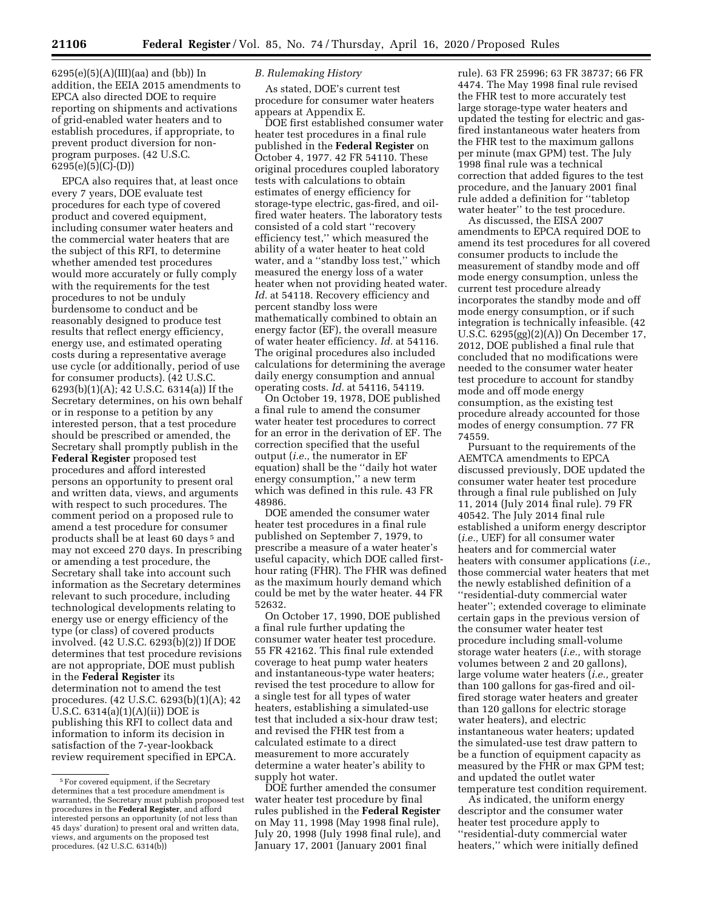6295(e)(5)(A)(III)(aa) and (bb)) In addition, the EEIA 2015 amendments to EPCA also directed DOE to require reporting on shipments and activations of grid-enabled water heaters and to establish procedures, if appropriate, to prevent product diversion for non-program purposes. (42 U.S.C. 6295(e)(5)(C)-(D))

EPCA also requires that, at least once every 7 years, DOE evaluate test procedures for each type of covered product and covered equipment, including consumer water heaters and the commercial water heaters that are the subject of this RFI, to determine whether amended test procedures would more accurately or fully comply with the requirements for the test procedures to not be unduly burdensome to conduct and be reasonably designed to produce test results that reflect energy efficiency, energy use, and estimated operating costs during a representative average use cycle (or additionally, period of use for consumer products). (42 U.S.C. 6293(b)(1)(A); 42 U.S.C. 6314(a)) If the Secretary determines, on his own behalf or in response to a petition by any interested person, that a test procedure should be prescribed or amended, the Secretary shall promptly publish in the **Federal Register** proposed test procedures and afford interested persons an opportunity to present oral and written data, views, and arguments with respect to such procedures. The comment period on a proposed rule to amend a test procedure for consumer products shall be at least 60 days [5] and may not exceed 270 days. In prescribing or amending a test procedure, the Secretary shall take into account such information as the Secretary determines relevant to such procedure, including technological developments relating to energy use or energy efficiency of the type (or class) of covered products involved. (42 U.S.C. 6293(b)(2)) If DOE determines that test procedure revisions are not appropriate, DOE must publish in the **Federal Register** its determination not to amend the test procedures. (42 U.S.C. 6293(b)(1)(A); 42 U.S.C. 6314(a)(1)(A)(ii)) DOE is publishing this RFI to collect data and information to inform its decision in satisfaction of the 7-year-lookback review requirement specified in EPCA.

### *B. Rulemaking History*

As stated, DOE's current test procedure for consumer water heaters appears at Appendix E.

DOE first established consumer water heater test procedures in a final rule published in the **Federal Register** on October 4, 1977. 42 FR 54110. These original procedures coupled laboratory tests with calculations to obtain estimates of energy efficiency for storage-type electric, gas-fired, and oil-fired water heaters. The laboratory tests consisted of a cold start "recovery efficiency test," which measured the ability of a water heater to heat cold water, and a "standby loss test," which measured the energy loss of a water heater when not providing heated water. *Id.* at 54118. Recovery efficiency and percent standby loss were mathematically combined to obtain an energy factor (EF), the overall measure of water heater efficiency. *Id.* at 54116. The original procedures also included calculations for determining the average daily energy consumption and annual operating costs. *Id.* at 54116, 54119.

On October 19, 1978, DOE published a final rule to amend the consumer water heater test procedures to correct for an error in the derivation of EF. The correction specified that the useful output (*i.e.,* the numerator in EF equation) shall be the "daily hot water energy consumption," a new term which was defined in this rule. 43 FR 48986.

DOE amended the consumer water heater test procedures in a final rule published on September 7, 1979, to prescribe a measure of a water heater's useful capacity, which DOE called first-hour rating (FHR). The FHR was defined as the maximum hourly demand which could be met by the water heater. 44 FR 52632.

On October 17, 1990, DOE published a final rule further updating the consumer water heater test procedure. 55 FR 42162. This final rule extended coverage to heat pump water heaters and instantaneous-type water heaters; revised the test procedure to allow for a single test for all types of water heaters, establishing a simulated-use test that included a six-hour draw test; and revised the FHR test from a calculated estimate to a direct measurement to more accurately determine a water heater's ability to supply hot water.

DOE further amended the consumer water heater test procedure by final rules published in the **Federal Register** on May 11, 1998 (May 1998 final rule), July 20, 1998 (July 1998 final rule), and January 17, 2001 (January 2001 final rule). 63 FR 25996; 63 FR 38737; 66 FR 4474. The May 1998 final rule revised the FHR test to more accurately test large storage-type water heaters and updated the testing for electric and gas-fired instantaneous water heaters from the FHR test to the maximum gallons per minute (max GPM) test. The July 1998 final rule was a technical correction that added figures to the test procedure, and the January 2001 final rule added a definition for "tabletop water heater" to the test procedure.

As discussed, the EISA 2007 amendments to EPCA required DOE to amend its test procedures for all covered consumer products to include the measurement of standby mode and off mode energy consumption, unless the current test procedure already incorporates the standby mode and off mode energy consumption, or if such integration is technically infeasible. (42 U.S.C. 6295(gg)(2)(A)) On December 17, 2012, DOE published a final rule that concluded that no modifications were needed to the consumer water heater test procedure to account for standby mode and off mode energy consumption, as the existing test procedure already accounted for those modes of energy consumption. 77 FR 74559.

Pursuant to the requirements of the AEMTCA amendments to EPCA discussed previously, DOE updated the consumer water heater test procedure through a final rule published on July 11, 2014 (July 2014 final rule). 79 FR 40542. The July 2014 final rule established a uniform energy descriptor (*i.e.,* UEF) for all consumer water heaters and for commercial water heaters with consumer applications (*i.e.,* those commercial water heaters that met the newly established definition of a "residential-duty commercial water heater"; extended coverage to eliminate certain gaps in the previous version of the consumer water heater test procedure including small-volume storage water heaters (*i.e.,* with storage volumes between 2 and 20 gallons), large volume water heaters (*i.e.,* greater than 100 gallons for gas-fired and oil-fired storage water heaters and greater than 120 gallons for electric storage water heaters), and electric instantaneous water heaters; updated the simulated-use test draw pattern to be a function of equipment capacity as measured by the FHR or max GPM test; and updated the outlet water temperature test condition requirement.

As indicated, the uniform energy descriptor and the consumer water heater test procedure apply to "residential-duty commercial water heaters," which were initially defined

[5] For covered equipment, if the Secretary determines that a test procedure amendment is warranted, the Secretary must publish proposed test procedures in the **Federal Register**, and afford interested persons an opportunity (of not less than 45 days' duration) to present oral and written data, views, and arguments on the proposed test procedures. (42 U.S.C. 6314(b))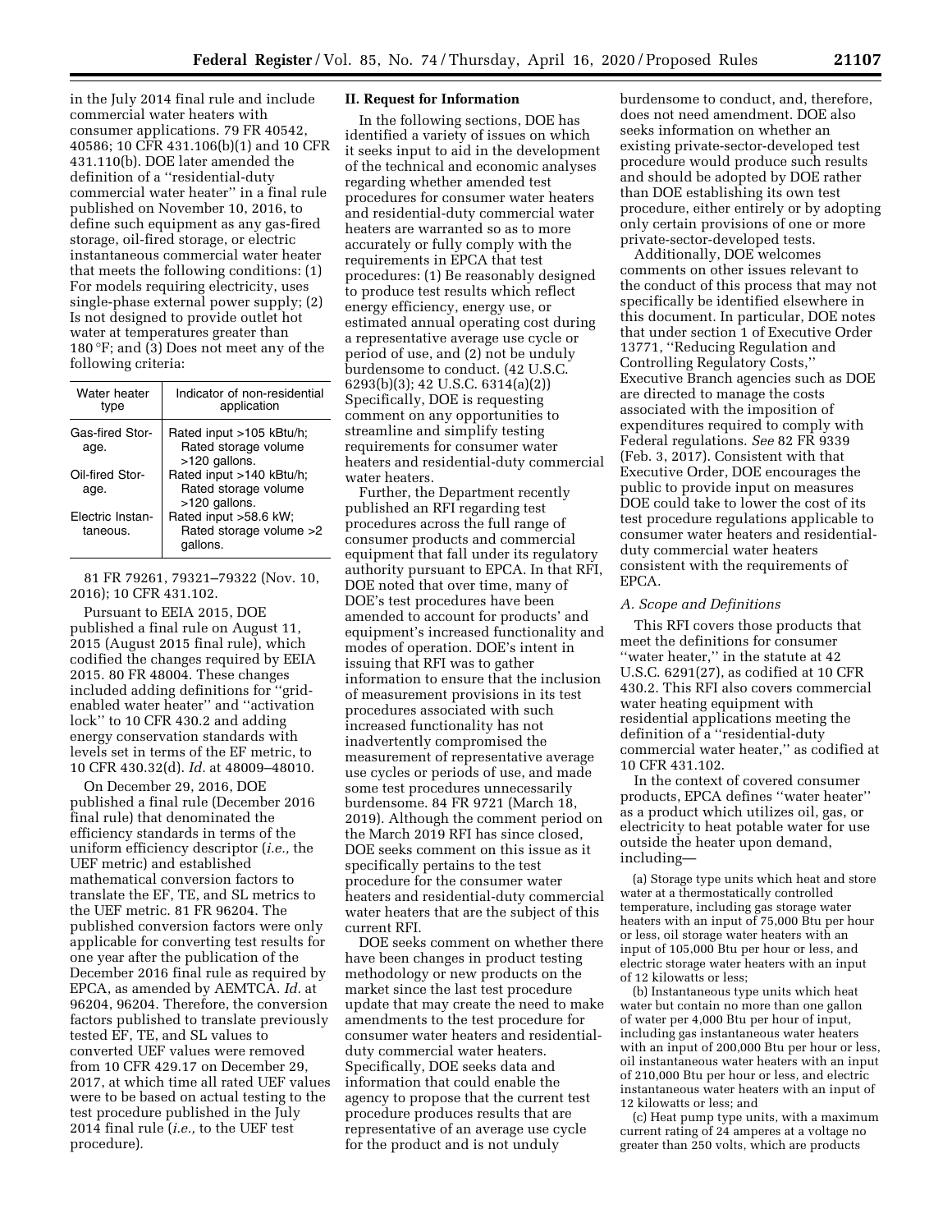in the July 2014 final rule and include commercial water heaters with consumer applications. 79 FR 40542, 40586; 10 CFR 431.106(b)(1) and 10 CFR 431.110(b). DOE later amended the definition of a ''residential-duty commercial water heater'' in a final rule published on November 10, 2016, to define such equipment as any gas-fired storage, oil-fired storage, or electric instantaneous commercial water heater that meets the following conditions: (1) For models requiring electricity, uses single-phase external power supply; (2) Is not designed to provide outlet hot water at temperatures greater than 180 °F; and (3) Does not meet any of the following criteria:

| Water heater type | Indicator of non-residential application |
| --- | --- |
| Gas-fired Storage. | Rated input >105 kBtu/h; Rated storage volume >120 gallons. |
| Oil-fired Storage. | Rated input >140 kBtu/h; Rated storage volume >120 gallons. |
| Electric Instantaneous. | Rated input >58.6 kW; Rated storage volume >2 gallons. |

81 FR 79261, 79321–79322 (Nov. 10, 2016); 10 CFR 431.102.

Pursuant to EEIA 2015, DOE published a final rule on August 11, 2015 (August 2015 final rule), which codified the changes required by EEIA 2015. 80 FR 48004. These changes included adding definitions for ''grid-enabled water heater'' and ''activation lock'' to 10 CFR 430.2 and adding energy conservation standards with levels set in terms of the EF metric, to 10 CFR 430.32(d). *Id.* at 48009–48010.

On December 29, 2016, DOE published a final rule (December 2016 final rule) that denominated the efficiency standards in terms of the uniform efficiency descriptor (*i.e.,* the UEF metric) and established mathematical conversion factors to translate the EF, TE, and SL metrics to the UEF metric. 81 FR 96204. The published conversion factors were only applicable for converting test results for one year after the publication of the December 2016 final rule as required by EPCA, as amended by AEMTCA. *Id.* at 96204, 96204. Therefore, the conversion factors published to translate previously tested EF, TE, and SL values to converted UEF values were removed from 10 CFR 429.17 on December 29, 2017, at which time all rated UEF values were to be based on actual testing to the test procedure published in the July 2014 final rule (*i.e.,* to the UEF test procedure).

## II. Request for Information

In the following sections, DOE has identified a variety of issues on which it seeks input to aid in the development of the technical and economic analyses regarding whether amended test procedures for consumer water heaters and residential-duty commercial water heaters are warranted so as to more accurately or fully comply with the requirements in EPCA that test procedures: (1) Be reasonably designed to produce test results which reflect energy efficiency, energy use, or estimated annual operating cost during a representative average use cycle or period of use, and (2) not be unduly burdensome to conduct. (42 U.S.C. 6293(b)(3); 42 U.S.C. 6314(a)(2)) Specifically, DOE is requesting comment on any opportunities to streamline and simplify testing requirements for consumer water heaters and residential-duty commercial water heaters.

Further, the Department recently published an RFI regarding test procedures across the full range of consumer products and commercial equipment that fall under its regulatory authority pursuant to EPCA. In that RFI, DOE noted that over time, many of DOE's test procedures have been amended to account for products' and equipment's increased functionality and modes of operation. DOE's intent in issuing that RFI was to gather information to ensure that the inclusion of measurement provisions in its test procedures associated with such increased functionality has not inadvertently compromised the measurement of representative average use cycles or periods of use, and made some test procedures unnecessarily burdensome. 84 FR 9721 (March 18, 2019). Although the comment period on the March 2019 RFI has since closed, DOE seeks comment on this issue as it specifically pertains to the test procedure for the consumer water heaters and residential-duty commercial water heaters that are the subject of this current RFI.

DOE seeks comment on whether there have been changes in product testing methodology or new products on the market since the last test procedure update that may create the need to make amendments to the test procedure for consumer water heaters and residential-duty commercial water heaters. Specifically, DOE seeks data and information that could enable the agency to propose that the current test procedure produces results that are representative of an average use cycle for the product and is not unduly burdensome to conduct, and, therefore, does not need amendment. DOE also seeks information on whether an existing private-sector-developed test procedure would produce such results and should be adopted by DOE rather than DOE establishing its own test procedure, either entirely or by adopting only certain provisions of one or more private-sector-developed tests.

Additionally, DOE welcomes comments on other issues relevant to the conduct of this process that may not specifically be identified elsewhere in this document. In particular, DOE notes that under section 1 of Executive Order 13771, ''Reducing Regulation and Controlling Regulatory Costs,'' Executive Branch agencies such as DOE are directed to manage the costs associated with the imposition of expenditures required to comply with Federal regulations. *See* 82 FR 9339 (Feb. 3, 2017). Consistent with that Executive Order, DOE encourages the public to provide input on measures DOE could take to lower the cost of its test procedure regulations applicable to consumer water heaters and residential-duty commercial water heaters consistent with the requirements of EPCA.

### *A. Scope and Definitions*

This RFI covers those products that meet the definitions for consumer ''water heater,'' in the statute at 42 U.S.C. 6291(27), as codified at 10 CFR 430.2. This RFI also covers commercial water heating equipment with residential applications meeting the definition of a ''residential-duty commercial water heater,'' as codified at 10 CFR 431.102.

In the context of covered consumer products, EPCA defines ''water heater'' as a product which utilizes oil, gas, or electricity to heat potable water for use outside the heater upon demand, including—

(a) Storage type units which heat and store water at a thermostatically controlled temperature, including gas storage water heaters with an input of 75,000 Btu per hour or less, oil storage water heaters with an input of 105,000 Btu per hour or less, and electric storage water heaters with an input of 12 kilowatts or less;

(b) Instantaneous type units which heat water but contain no more than one gallon of water per 4,000 Btu per hour of input, including gas instantaneous water heaters with an input of 200,000 Btu per hour or less, oil instantaneous water heaters with an input of 210,000 Btu per hour or less, and electric instantaneous water heaters with an input of 12 kilowatts or less; and

(c) Heat pump type units, with a maximum current rating of 24 amperes at a voltage no greater than 250 volts, which are products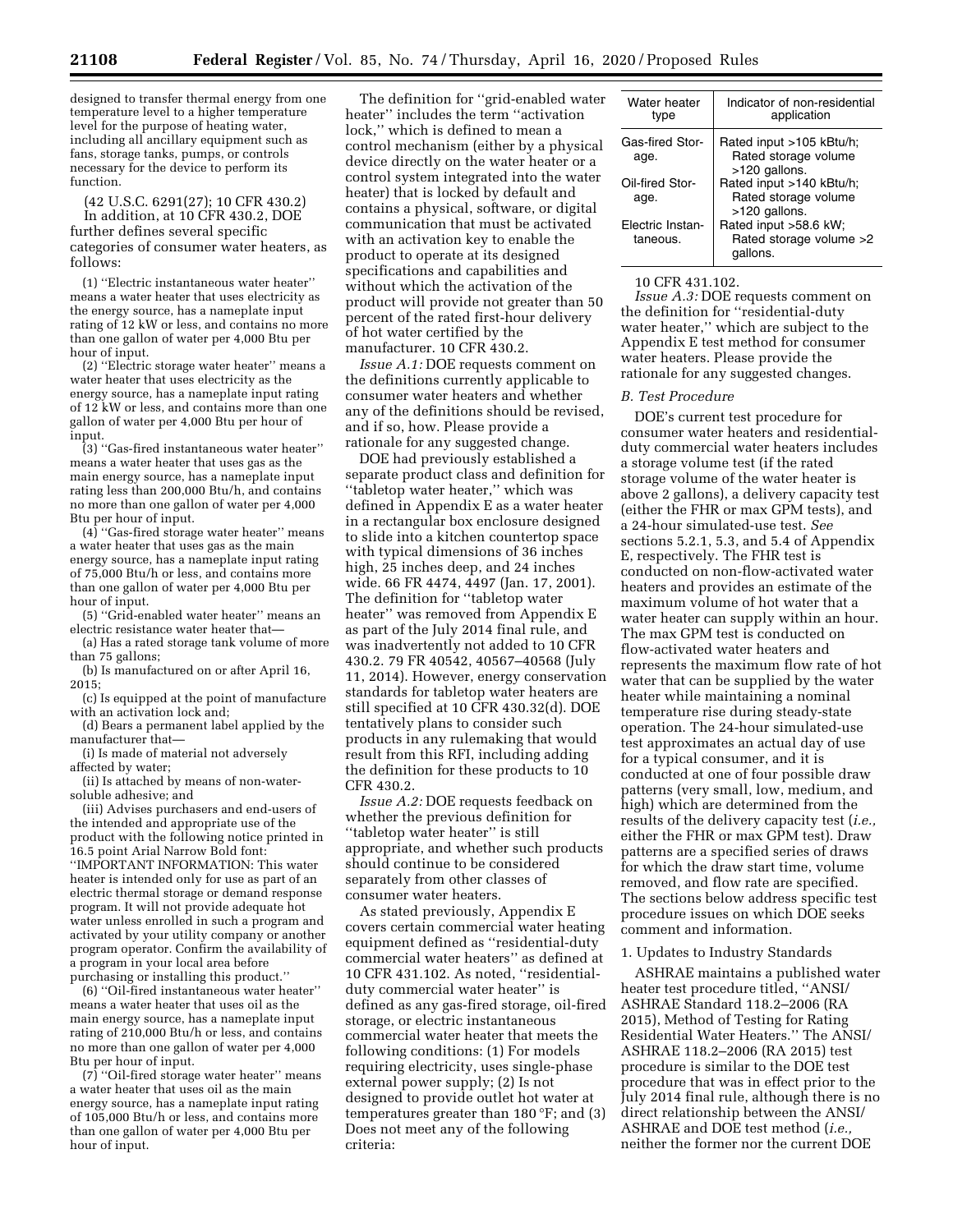designed to transfer thermal energy from one temperature level to a higher temperature level for the purpose of heating water, including all ancillary equipment such as fans, storage tanks, pumps, or controls necessary for the device to perform its function.

(42 U.S.C. 6291(27); 10 CFR 430.2)

In addition, at 10 CFR 430.2, DOE further defines several specific categories of consumer water heaters, as follows:

(1) ''Electric instantaneous water heater'' means a water heater that uses electricity as the energy source, has a nameplate input rating of 12 kW or less, and contains no more than one gallon of water per 4,000 Btu per hour of input.

(2) ''Electric storage water heater'' means a water heater that uses electricity as the energy source, has a nameplate input rating of 12 kW or less, and contains more than one gallon of water per 4,000 Btu per hour of input.

(3) ''Gas-fired instantaneous water heater'' means a water heater that uses gas as the main energy source, has a nameplate input rating less than 200,000 Btu/h, and contains no more than one gallon of water per 4,000 Btu per hour of input.

(4) ''Gas-fired storage water heater'' means a water heater that uses gas as the main energy source, has a nameplate input rating of 75,000 Btu/h or less, and contains more than one gallon of water per 4,000 Btu per hour of input.

(5) ''Grid-enabled water heater'' means an electric resistance water heater that—

(a) Has a rated storage tank volume of more than 75 gallons;

(b) Is manufactured on or after April 16, 2015;

(c) Is equipped at the point of manufacture with an activation lock and;

(d) Bears a permanent label applied by the manufacturer that—

(i) Is made of material not adversely affected by water;

(ii) Is attached by means of non-water-soluble adhesive; and

(iii) Advises purchasers and end-users of the intended and appropriate use of the product with the following notice printed in 16.5 point Arial Narrow Bold font: ''IMPORTANT INFORMATION: This water heater is intended only for use as part of an electric thermal storage or demand response program. It will not provide adequate hot water unless enrolled in such a program and activated by your utility company or another program operator. Confirm the availability of a program in your local area before purchasing or installing this product.''

(6) ''Oil-fired instantaneous water heater'' means a water heater that uses oil as the main energy source, has a nameplate input rating of 210,000 Btu/h or less, and contains no more than one gallon of water per 4,000 Btu per hour of input.

(7) ''Oil-fired storage water heater'' means a water heater that uses oil as the main energy source, has a nameplate input rating of 105,000 Btu/h or less, and contains more than one gallon of water per 4,000 Btu per hour of input.

The definition for ''grid-enabled water heater'' includes the term ''activation lock,'' which is defined to mean a control mechanism (either by a physical device directly on the water heater or a control system integrated into the water heater) that is locked by default and contains a physical, software, or digital communication that must be activated with an activation key to enable the product to operate at its designed specifications and capabilities and without which the activation of the product will provide not greater than 50 percent of the rated first-hour delivery of hot water certified by the manufacturer. 10 CFR 430.2.

*Issue A.1:* DOE requests comment on the definitions currently applicable to consumer water heaters and whether any of the definitions should be revised, and if so, how. Please provide a rationale for any suggested change.

DOE had previously established a separate product class and definition for ''tabletop water heater,'' which was defined in Appendix E as a water heater in a rectangular box enclosure designed to slide into a kitchen countertop space with typical dimensions of 36 inches high, 25 inches deep, and 24 inches wide. 66 FR 4474, 4497 (Jan. 17, 2001). The definition for ''tabletop water heater'' was removed from Appendix E as part of the July 2014 final rule, and was inadvertently not added to 10 CFR 430.2. 79 FR 40542, 40567–40568 (July 11, 2014). However, energy conservation standards for tabletop water heaters are still specified at 10 CFR 430.32(d). DOE tentatively plans to consider such products in any rulemaking that would result from this RFI, including adding the definition for these products to 10 CFR 430.2.

*Issue A.2:* DOE requests feedback on whether the previous definition for ''tabletop water heater'' is still appropriate, and whether such products should continue to be considered separately from other classes of consumer water heaters.

As stated previously, Appendix E covers certain commercial water heating equipment defined as ''residential-duty commercial water heaters'' as defined at 10 CFR 431.102. As noted, ''residential-duty commercial water heater'' is defined as any gas-fired storage, oil-fired storage, or electric instantaneous commercial water heater that meets the following conditions: (1) For models requiring electricity, uses single-phase external power supply; (2) Is not designed to provide outlet hot water at temperatures greater than 180 °F; and (3) Does not meet any of the following criteria:

| Water heater type | Indicator of non-residential application |
|---|---|
| Gas-fired Storage. | Rated input >105 kBtu/h; Rated storage volume >120 gallons. |
| Oil-fired Storage. | Rated input >140 kBtu/h; Rated storage volume >120 gallons. |
| Electric Instantaneous. | Rated input >58.6 kW; Rated storage volume >2 gallons. |

10 CFR 431.102.

*Issue A.3:* DOE requests comment on the definition for ''residential-duty water heater,'' which are subject to the Appendix E test method for consumer water heaters. Please provide the rationale for any suggested changes.

## *B. Test Procedure*

DOE's current test procedure for consumer water heaters and residential-duty commercial water heaters includes a storage volume test (if the rated storage volume of the water heater is above 2 gallons), a delivery capacity test (either the FHR or max GPM tests), and a 24-hour simulated-use test. *See* sections 5.2.1, 5.3, and 5.4 of Appendix E, respectively. The FHR test is conducted on non-flow-activated water heaters and provides an estimate of the maximum volume of hot water that a water heater can supply within an hour. The max GPM test is conducted on flow-activated water heaters and represents the maximum flow rate of hot water that can be supplied by the water heater while maintaining a nominal temperature rise during steady-state operation. The 24-hour simulated-use test approximates an actual day of use for a typical consumer, and it is conducted at one of four possible draw patterns (very small, low, medium, and high) which are determined from the results of the delivery capacity test (*i.e.,* either the FHR or max GPM test). Draw patterns are a specified series of draws for which the draw start time, volume removed, and flow rate are specified. The sections below address specific test procedure issues on which DOE seeks comment and information.

### 1. Updates to Industry Standards

ASHRAE maintains a published water heater test procedure titled, ''ANSI/ASHRAE Standard 118.2–2006 (RA 2015), Method of Testing for Rating Residential Water Heaters.'' The ANSI/ASHRAE 118.2–2006 (RA 2015) test procedure is similar to the DOE test procedure that was in effect prior to the July 2014 final rule, although there is no direct relationship between the ANSI/ASHRAE and DOE test method (*i.e.,* neither the former nor the current DOE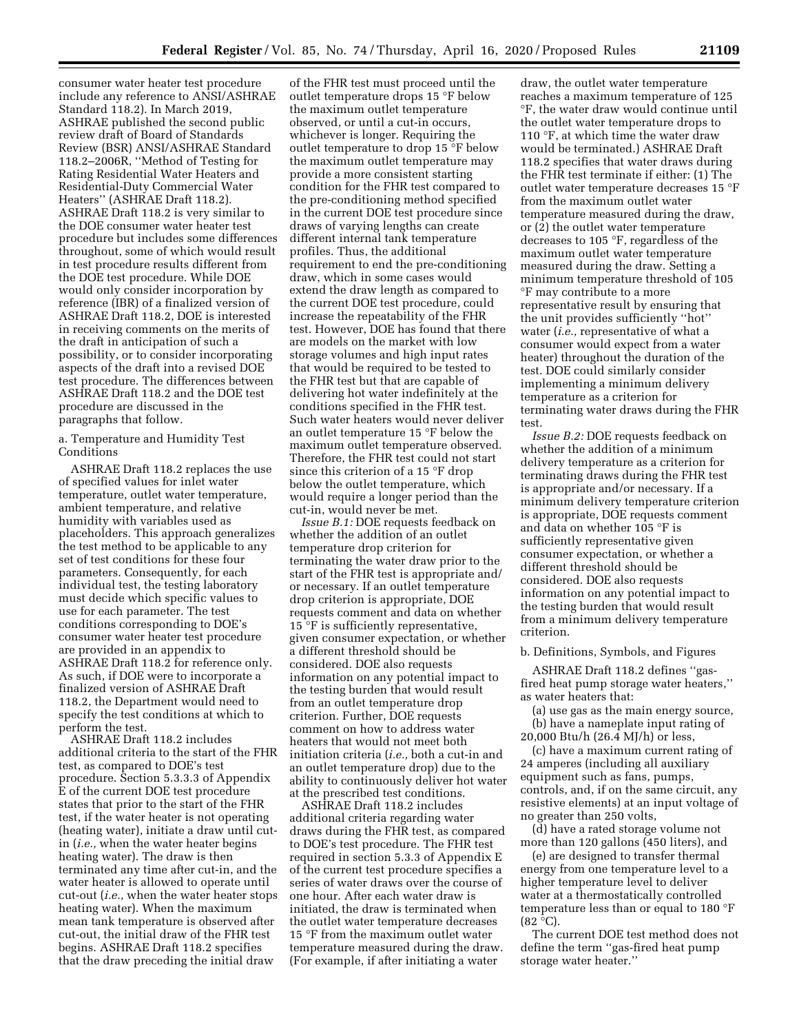consumer water heater test procedure include any reference to ANSI/ASHRAE Standard 118.2). In March 2019, ASHRAE published the second public review draft of Board of Standards Review (BSR) ANSI/ASHRAE Standard 118.2–2006R, ''Method of Testing for Rating Residential Water Heaters and Residential-Duty Commercial Water Heaters'' (ASHRAE Draft 118.2). ASHRAE Draft 118.2 is very similar to the DOE consumer water heater test procedure but includes some differences throughout, some of which would result in test procedure results different from the DOE test procedure. While DOE would only consider incorporation by reference (IBR) of a finalized version of ASHRAE Draft 118.2, DOE is interested in receiving comments on the merits of the draft in anticipation of such a possibility, or to consider incorporating aspects of the draft into a revised DOE test procedure. The differences between ASHRAE Draft 118.2 and the DOE test procedure are discussed in the paragraphs that follow.

a. Temperature and Humidity Test Conditions

ASHRAE Draft 118.2 replaces the use of specified values for inlet water temperature, outlet water temperature, ambient temperature, and relative humidity with variables used as placeholders. This approach generalizes the test method to be applicable to any set of test conditions for these four parameters. Consequently, for each individual test, the testing laboratory must decide which specific values to use for each parameter. The test conditions corresponding to DOE's consumer water heater test procedure are provided in an appendix to ASHRAE Draft 118.2 for reference only. As such, if DOE were to incorporate a finalized version of ASHRAE Draft 118.2, the Department would need to specify the test conditions at which to perform the test.

ASHRAE Draft 118.2 includes additional criteria to the start of the FHR test, as compared to DOE's test procedure. Section 5.3.3.3 of Appendix E of the current DOE test procedure states that prior to the start of the FHR test, if the water heater is not operating (heating water), initiate a draw until cut-in (*i.e.,* when the water heater begins heating water). The draw is then terminated any time after cut-in, and the water heater is allowed to operate until cut-out (*i.e.,* when the water heater stops heating water). When the maximum mean tank temperature is observed after cut-out, the initial draw of the FHR test begins. ASHRAE Draft 118.2 specifies that the draw preceding the initial draw of the FHR test must proceed until the outlet temperature drops 15 °F below the maximum outlet temperature observed, or until a cut-in occurs, whichever is longer. Requiring the outlet temperature to drop 15 °F below the maximum outlet temperature may provide a more consistent starting condition for the FHR test compared to the pre-conditioning method specified in the current DOE test procedure since draws of varying lengths can create different internal tank temperature profiles. Thus, the additional requirement to end the pre-conditioning draw, which in some cases would extend the draw length as compared to the current DOE test procedure, could increase the repeatability of the FHR test. However, DOE has found that there are models on the market with low storage volumes and high input rates that would be required to be tested to the FHR test but that are capable of delivering hot water indefinitely at the conditions specified in the FHR test. Such water heaters would never deliver an outlet temperature 15 °F below the maximum outlet temperature observed. Therefore, the FHR test could not start since this criterion of a 15 °F drop below the outlet temperature, which would require a longer period than the cut-in, would never be met.

*Issue B.1:* DOE requests feedback on whether the addition of an outlet temperature drop criterion for terminating the water draw prior to the start of the FHR test is appropriate and/or necessary. If an outlet temperature drop criterion is appropriate, DOE requests comment and data on whether 15 °F is sufficiently representative, given consumer expectation, or whether a different threshold should be considered. DOE also requests information on any potential impact to the testing burden that would result from an outlet temperature drop criterion. Further, DOE requests comment on how to address water heaters that would not meet both initiation criteria (*i.e.,* both a cut-in and an outlet temperature drop) due to the ability to continuously deliver hot water at the prescribed test conditions.

ASHRAE Draft 118.2 includes additional criteria regarding water draws during the FHR test, as compared to DOE's test procedure. The FHR test required in section 5.3.3 of Appendix E of the current test procedure specifies a series of water draws over the course of one hour. After each water draw is initiated, the draw is terminated when the outlet water temperature decreases 15 °F from the maximum outlet water temperature measured during the draw. (For example, if after initiating a water draw, the outlet water temperature reaches a maximum temperature of 125 °F, the water draw would continue until the outlet water temperature drops to 110 °F, at which time the water draw would be terminated.) ASHRAE Draft 118.2 specifies that water draws during the FHR test terminate if either: (1) The outlet water temperature decreases 15 °F from the maximum outlet water temperature measured during the draw, or (2) the outlet water temperature decreases to 105 °F, regardless of the maximum outlet water temperature measured during the draw. Setting a minimum temperature threshold of 105 °F may contribute to a more representative result by ensuring that the unit provides sufficiently ''hot'' water (*i.e.,* representative of what a consumer would expect from a water heater) throughout the duration of the test. DOE could similarly consider implementing a minimum delivery temperature as a criterion for terminating water draws during the FHR test.

*Issue B.2:* DOE requests feedback on whether the addition of a minimum delivery temperature as a criterion for terminating draws during the FHR test is appropriate and/or necessary. If a minimum delivery temperature criterion is appropriate, DOE requests comment and data on whether 105 °F is sufficiently representative given consumer expectation, or whether a different threshold should be considered. DOE also requests information on any potential impact to the testing burden that would result from a minimum delivery temperature criterion.

b. Definitions, Symbols, and Figures

ASHRAE Draft 118.2 defines ''gas-fired heat pump storage water heaters,'' as water heaters that:

(a) use gas as the main energy source,

(b) have a nameplate input rating of 20,000 Btu/h (26.4 MJ/h) or less,

(c) have a maximum current rating of 24 amperes (including all auxiliary equipment such as fans, pumps, controls, and, if on the same circuit, any resistive elements) at an input voltage of no greater than 250 volts,

(d) have a rated storage volume not more than 120 gallons (450 liters), and

(e) are designed to transfer thermal energy from one temperature level to a higher temperature level to deliver water at a thermostatically controlled temperature less than or equal to 180 °F (82 °C).

The current DOE test method does not define the term ''gas-fired heat pump storage water heater.''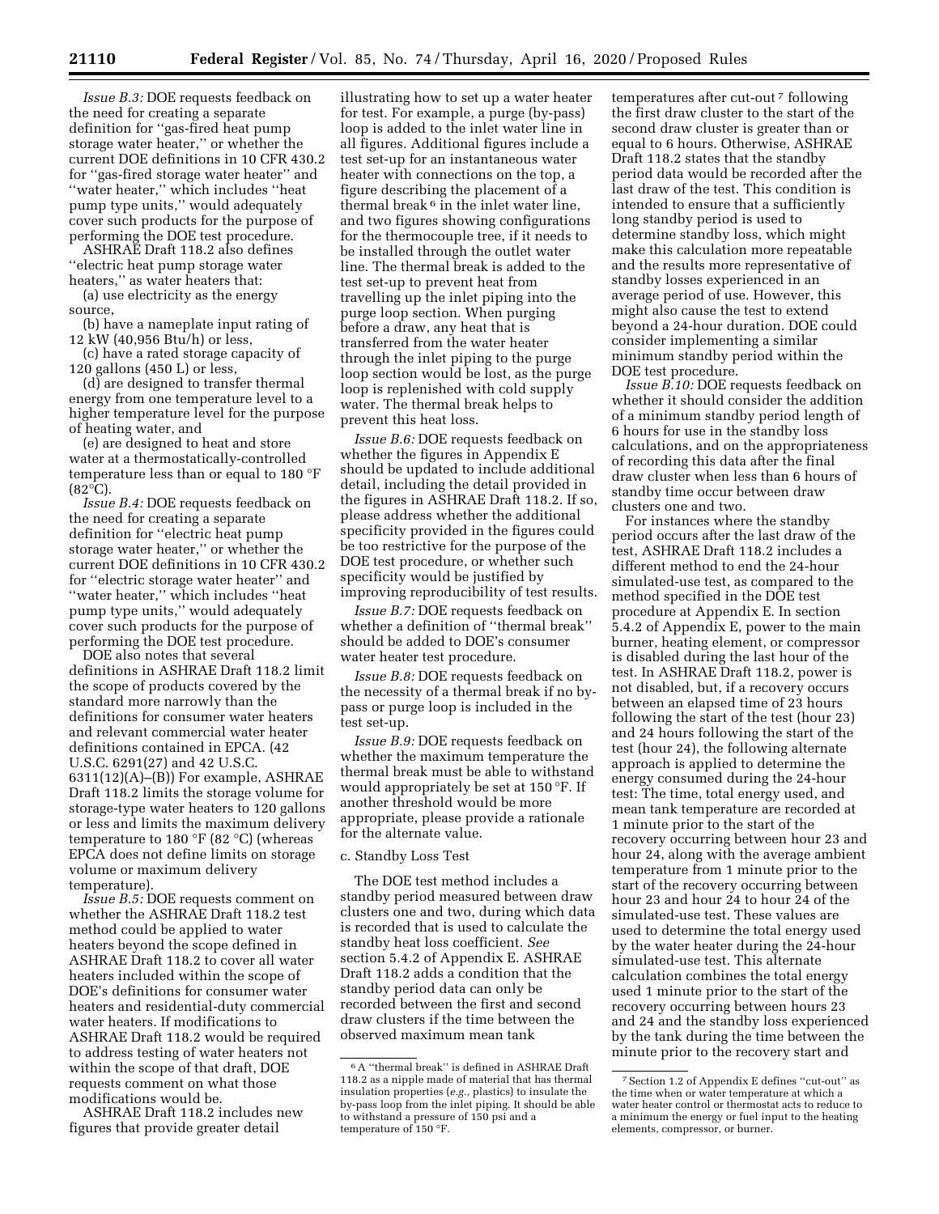*Issue B.3:* DOE requests feedback on the need for creating a separate definition for "gas-fired heat pump storage water heater," or whether the current DOE definitions in 10 CFR 430.2 for "gas-fired storage water heater" and "water heater," which includes "heat pump type units," would adequately cover such products for the purpose of performing the DOE test procedure.

ASHRAE Draft 118.2 also defines "electric heat pump storage water heaters," as water heaters that:

(a) use electricity as the energy source,

(b) have a nameplate input rating of 12 kW (40,956 Btu/h) or less,

(c) have a rated storage capacity of 120 gallons (450 L) or less,

(d) are designed to transfer thermal energy from one temperature level to a higher temperature level for the purpose of heating water, and

(e) are designed to heat and store water at a thermostatically-controlled temperature less than or equal to 180 °F (82°C).

*Issue B.4:* DOE requests feedback on the need for creating a separate definition for "electric heat pump storage water heater," or whether the current DOE definitions in 10 CFR 430.2 for "electric storage water heater" and "water heater," which includes "heat pump type units," would adequately cover such products for the purpose of performing the DOE test procedure.

DOE also notes that several definitions in ASHRAE Draft 118.2 limit the scope of products covered by the standard more narrowly than the definitions for consumer water heaters and relevant commercial water heater definitions contained in EPCA. (42 U.S.C. 6291(27) and 42 U.S.C. 6311(12)(A)–(B)) For example, ASHRAE Draft 118.2 limits the storage volume for storage-type water heaters to 120 gallons or less and limits the maximum delivery temperature to 180 °F (82 °C) (whereas EPCA does not define limits on storage volume or maximum delivery temperature).

*Issue B.5:* DOE requests comment on whether the ASHRAE Draft 118.2 test method could be applied to water heaters beyond the scope defined in ASHRAE Draft 118.2 to cover all water heaters included within the scope of DOE's definitions for consumer water heaters and residential-duty commercial water heaters. If modifications to ASHRAE Draft 118.2 would be required to address testing of water heaters not within the scope of that draft, DOE requests comment on what those modifications would be.

ASHRAE Draft 118.2 includes new figures that provide greater detail illustrating how to set up a water heater for test. For example, a purge (by-pass) loop is added to the inlet water line in all figures. Additional figures include a test set-up for an instantaneous water heater with connections on the top, a figure describing the placement of a thermal break [6] in the inlet water line, and two figures showing configurations for the thermocouple tree, if it needs to be installed through the outlet water line. The thermal break is added to the test set-up to prevent heat from travelling up the inlet piping into the purge loop section. When purging before a draw, any heat that is transferred from the water heater through the inlet piping to the purge loop section would be lost, as the purge loop is replenished with cold supply water. The thermal break helps to prevent this heat loss.

*Issue B.6:* DOE requests feedback on whether the figures in Appendix E should be updated to include additional detail, including the detail provided in the figures in ASHRAE Draft 118.2. If so, please address whether the additional specificity provided in the figures could be too restrictive for the purpose of the DOE test procedure, or whether such specificity would be justified by improving reproducibility of test results.

*Issue B.7:* DOE requests feedback on whether a definition of "thermal break" should be added to DOE's consumer water heater test procedure.

*Issue B.8:* DOE requests feedback on the necessity of a thermal break if no by-pass or purge loop is included in the test set-up.

*Issue B.9:* DOE requests feedback on whether the maximum temperature the thermal break must be able to withstand would appropriately be set at 150 °F. If another threshold would be more appropriate, please provide a rationale for the alternate value.

c. Standby Loss Test

The DOE test method includes a standby period measured between draw clusters one and two, during which data is recorded that is used to calculate the standby heat loss coefficient. *See* section 5.4.2 of Appendix E. ASHRAE Draft 118.2 adds a condition that the standby period data can only be recorded between the first and second draw clusters if the time between the observed maximum mean tank temperatures after cut-out [7] following the first draw cluster to the start of the second draw cluster is greater than or equal to 6 hours. Otherwise, ASHRAE Draft 118.2 states that the standby period data would be recorded after the last draw of the test. This condition is intended to ensure that a sufficiently long standby period is used to determine standby loss, which might make this calculation more repeatable and the results more representative of standby losses experienced in an average period of use. However, this might also cause the test to extend beyond a 24-hour duration. DOE could consider implementing a similar minimum standby period within the DOE test procedure.

*Issue B.10:* DOE requests feedback on whether it should consider the addition of a minimum standby period length of 6 hours for use in the standby loss calculations, and on the appropriateness of recording this data after the final draw cluster when less than 6 hours of standby time occur between draw clusters one and two.

For instances where the standby period occurs after the last draw of the test, ASHRAE Draft 118.2 includes a different method to end the 24-hour simulated-use test, as compared to the method specified in the DOE test procedure at Appendix E. In section 5.4.2 of Appendix E, power to the main burner, heating element, or compressor is disabled during the last hour of the test. In ASHRAE Draft 118.2, power is not disabled, but, if a recovery occurs between an elapsed time of 23 hours following the start of the test (hour 23) and 24 hours following the start of the test (hour 24), the following alternate approach is applied to determine the energy consumed during the 24-hour test: The time, total energy used, and mean tank temperature are recorded at 1 minute prior to the start of the recovery occurring between hour 23 and hour 24, along with the average ambient temperature from 1 minute prior to the start of the recovery occurring between hour 23 and hour 24 to hour 24 of the simulated-use test. These values are used to determine the total energy used by the water heater during the 24-hour simulated-use test. This alternate calculation combines the total energy used 1 minute prior to the start of the recovery occurring between hours 23 and 24 and the standby loss experienced by the tank during the time between the minute prior to the recovery start and

[6] A "thermal break" is defined in ASHRAE Draft 118.2 as a nipple made of material that has thermal insulation properties (*e.g.*, plastics) to insulate the by-pass loop from the inlet piping. It should be able to withstand a pressure of 150 psi and a temperature of 150 °F.

[7] Section 1.2 of Appendix E defines "cut-out" as the time when or water temperature at which a water heater control or thermostat acts to reduce to a minimum the energy or fuel input to the heating elements, compressor, or burner.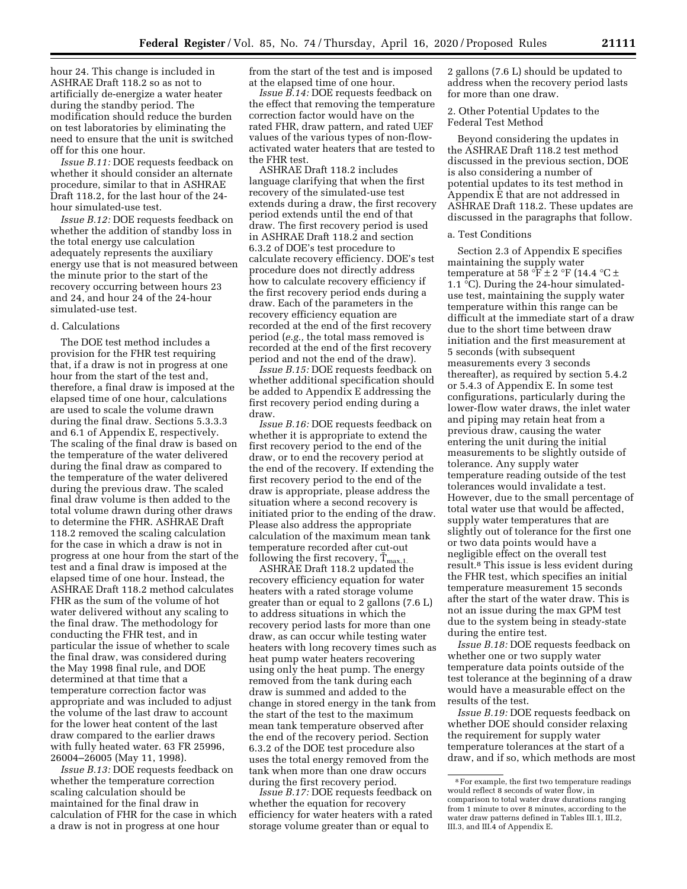hour 24. This change is included in ASHRAE Draft 118.2 so as not to artificially de-energize a water heater during the standby period. The modification should reduce the burden on test laboratories by eliminating the need to ensure that the unit is switched off for this one hour.

*Issue B.11:* DOE requests feedback on whether it should consider an alternate procedure, similar to that in ASHRAE Draft 118.2, for the last hour of the 24-hour simulated-use test.

*Issue B.12:* DOE requests feedback on whether the addition of standby loss in the total energy use calculation adequately represents the auxiliary energy use that is not measured between the minute prior to the start of the recovery occurring between hours 23 and 24, and hour 24 of the 24-hour simulated-use test.

d. Calculations

The DOE test method includes a provision for the FHR test requiring that, if a draw is not in progress at one hour from the start of the test and, therefore, a final draw is imposed at the elapsed time of one hour, calculations are used to scale the volume drawn during the final draw. Sections 5.3.3.3 and 6.1 of Appendix E, respectively. The scaling of the final draw is based on the temperature of the water delivered during the final draw as compared to the temperature of the water delivered during the previous draw. The scaled final draw volume is then added to the total volume drawn during other draws to determine the FHR. ASHRAE Draft 118.2 removed the scaling calculation for the case in which a draw is not in progress at one hour from the start of the test and a final draw is imposed at the elapsed time of one hour. Instead, the ASHRAE Draft 118.2 method calculates FHR as the sum of the volume of hot water delivered without any scaling to the final draw. The methodology for conducting the FHR test, and in particular the issue of whether to scale the final draw, was considered during the May 1998 final rule, and DOE determined at that time that a temperature correction factor was appropriate and was included to adjust the volume of the last draw to account for the lower heat content of the last draw compared to the earlier draws with fully heated water. 63 FR 25996, 26004–26005 (May 11, 1998).

*Issue B.13:* DOE requests feedback on whether the temperature correction scaling calculation should be maintained for the final draw in calculation of FHR for the case in which a draw is not in progress at one hour from the start of the test and is imposed at the elapsed time of one hour.

*Issue B.14:* DOE requests feedback on the effect that removing the temperature correction factor would have on the rated FHR, draw pattern, and rated UEF values of the various types of non-flow-activated water heaters that are tested to the FHR test.

ASHRAE Draft 118.2 includes language clarifying that when the first recovery of the simulated-use test extends during a draw, the first recovery period extends until the end of that draw. The first recovery period is used in ASHRAE Draft 118.2 and section 6.3.2 of DOE's test procedure to calculate recovery efficiency. DOE's test procedure does not directly address how to calculate recovery efficiency if the first recovery period ends during a draw. Each of the parameters in the recovery efficiency equation are recorded at the end of the first recovery period (*e.g.,* the total mass removed is recorded at the end of the first recovery period and not the end of the draw).

*Issue B.15:* DOE requests feedback on whether additional specification should be added to Appendix E addressing the first recovery period ending during a draw.

*Issue B.16:* DOE requests feedback on whether it is appropriate to extend the first recovery period to the end of the draw, or to end the recovery period at the end of the recovery. If extending the first recovery period to the end of the draw is appropriate, please address the situation where a second recovery is initiated prior to the ending of the draw. Please also address the appropriate calculation of the maximum mean tank temperature recorded after cut-out following the first recovery, $\bar{T}_{max,1}$.

ASHRAE Draft 118.2 updated the recovery efficiency equation for water heaters with a rated storage volume greater than or equal to 2 gallons (7.6 L) to address situations in which the recovery period lasts for more than one draw, as can occur while testing water heaters with long recovery times such as heat pump water heaters recovering using only the heat pump. The energy removed from the tank during each draw is summed and added to the change in stored energy in the tank from the start of the test to the maximum mean tank temperature observed after the end of the recovery period. Section 6.3.2 of the DOE test procedure also uses the total energy removed from the tank when more than one draw occurs during the first recovery period.

*Issue B.17:* DOE requests feedback on whether the equation for recovery efficiency for water heaters with a rated storage volume greater than or equal to 2 gallons (7.6 L) should be updated to address when the recovery period lasts for more than one draw.

2. Other Potential Updates to the Federal Test Method

Beyond considering the updates in the ASHRAE Draft 118.2 test method discussed in the previous section, DOE is also considering a number of potential updates to its test method in Appendix E that are not addressed in ASHRAE Draft 118.2. These updates are discussed in the paragraphs that follow.

a. Test Conditions

Section 2.3 of Appendix E specifies maintaining the supply water temperature at 58 °F ± 2 °F (14.4 °C ± 1.1 °C). During the 24-hour simulated-use test, maintaining the supply water temperature within this range can be difficult at the immediate start of a draw due to the short time between draw initiation and the first measurement at 5 seconds (with subsequent measurements every 3 seconds thereafter), as required by section 5.4.2 or 5.4.3 of Appendix E. In some test configurations, particularly during the lower-flow water draws, the inlet water and piping may retain heat from a previous draw, causing the water entering the unit during the initial measurements to be slightly outside of tolerance. Any supply water temperature reading outside of the test tolerances would invalidate a test. However, due to the small percentage of total water use that would be affected, supply water temperatures that are slightly out of tolerance for the first one or two data points would have a negligible effect on the overall test result.[8] This issue is less evident during the FHR test, which specifies an initial temperature measurement 15 seconds after the start of the water draw. This is not an issue during the max GPM test due to the system being in steady-state during the entire test.

*Issue B.18:* DOE requests feedback on whether one or two supply water temperature data points outside of the test tolerance at the beginning of a draw would have a measurable effect on the results of the test.

*Issue B.19:* DOE requests feedback on whether DOE should consider relaxing the requirement for supply water temperature tolerances at the start of a draw, and if so, which methods are most

[8] For example, the first two temperature readings would reflect 8 seconds of water flow, in comparison to total water draw durations ranging from 1 minute to over 8 minutes, according to the water draw patterns defined in Tables III.1, III.2, III.3, and III.4 of Appendix E.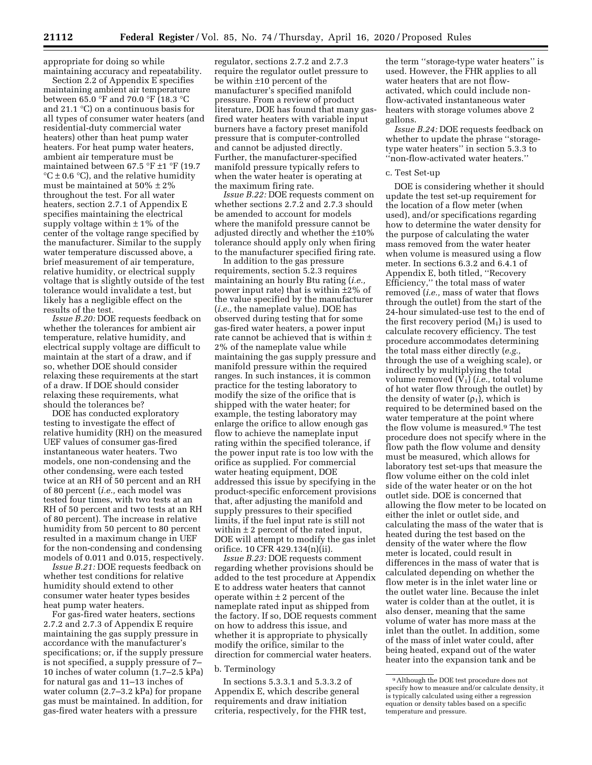appropriate for doing so while maintaining accuracy and repeatability.

Section 2.2 of Appendix E specifies maintaining ambient air temperature between 65.0 °F and 70.0 °F (18.3 °C and 21.1 °C) on a continuous basis for all types of consumer water heaters (and residential-duty commercial water heaters) other than heat pump water heaters. For heat pump water heaters, ambient air temperature must be maintained between 67.5 °F ±1 °F (19.7 °C ± 0.6 °C), and the relative humidity must be maintained at 50% ± 2% throughout the test. For all water heaters, section 2.7.1 of Appendix E specifies maintaining the electrical supply voltage within ± 1% of the center of the voltage range specified by the manufacturer. Similar to the supply water temperature discussed above, a brief measurement of air temperature, relative humidity, or electrical supply voltage that is slightly outside of the test tolerance would invalidate a test, but likely has a negligible effect on the results of the test.

*Issue B.20:* DOE requests feedback on whether the tolerances for ambient air temperature, relative humidity, and electrical supply voltage are difficult to maintain at the start of a draw, and if so, whether DOE should consider relaxing these requirements at the start of a draw. If DOE should consider relaxing these requirements, what should the tolerances be?

DOE has conducted exploratory testing to investigate the effect of relative humidity (RH) on the measured UEF values of consumer gas-fired instantaneous water heaters. Two models, one non-condensing and the other condensing, were each tested twice at an RH of 50 percent and an RH of 80 percent (*i.e.,* each model was tested four times, with two tests at an RH of 50 percent and two tests at an RH of 80 percent). The increase in relative humidity from 50 percent to 80 percent resulted in a maximum change in UEF for the non-condensing and condensing models of 0.011 and 0.015, respectively.

*Issue B.21:* DOE requests feedback on whether test conditions for relative humidity should extend to other consumer water heater types besides heat pump water heaters.

For gas-fired water heaters, sections 2.7.2 and 2.7.3 of Appendix E require maintaining the gas supply pressure in accordance with the manufacturer's specifications; or, if the supply pressure is not specified, a supply pressure of 7–10 inches of water column (1.7–2.5 kPa) for natural gas and 11–13 inches of water column (2.7–3.2 kPa) for propane gas must be maintained. In addition, for gas-fired water heaters with a pressure regulator, sections 2.7.2 and 2.7.3 require the regulator outlet pressure to be within ±10 percent of the manufacturer's specified manifold pressure. From a review of product literature, DOE has found that many gas-fired water heaters with variable input burners have a factory preset manifold pressure that is computer-controlled and cannot be adjusted directly. Further, the manufacturer-specified manifold pressure typically refers to when the water heater is operating at the maximum firing rate.

*Issue B.22:* DOE requests comment on whether sections 2.7.2 and 2.7.3 should be amended to account for models where the manifold pressure cannot be adjusted directly and whether the ±10% tolerance should apply only when firing to the manufacturer specified firing rate.

In addition to the gas pressure requirements, section 5.2.3 requires maintaining an hourly Btu rating (*i.e.,* power input rate) that is within ±2% of the value specified by the manufacturer (*i.e.,* the nameplate value). DOE has observed during testing that for some gas-fired water heaters, a power input rate cannot be achieved that is within ± 2% of the nameplate value while maintaining the gas supply pressure and manifold pressure within the required ranges. In such instances, it is common practice for the testing laboratory to modify the size of the orifice that is shipped with the water heater; for example, the testing laboratory may enlarge the orifice to allow enough gas flow to achieve the nameplate input rating within the specified tolerance, if the power input rate is too low with the orifice as supplied. For commercial water heating equipment, DOE addressed this issue by specifying in the product-specific enforcement provisions that, after adjusting the manifold and supply pressures to their specified limits, if the fuel input rate is still not within ± 2 percent of the rated input, DOE will attempt to modify the gas inlet orifice. 10 CFR 429.134(n)(ii).

*Issue B.23:* DOE requests comment regarding whether provisions should be added to the test procedure at Appendix E to address water heaters that cannot operate within ± 2 percent of the nameplate rated input as shipped from the factory. If so, DOE requests comment on how to address this issue, and whether it is appropriate to physically modify the orifice, similar to the direction for commercial water heaters.

b. Terminology

In sections 5.3.3.1 and 5.3.3.2 of Appendix E, which describe general requirements and draw initiation criteria, respectively, for the FHR test, the term "storage-type water heaters" is used. However, the FHR applies to all water heaters that are not flow-activated, which could include non-flow-activated instantaneous water heaters with storage volumes above 2 gallons.

*Issue B.24:* DOE requests feedback on whether to update the phrase "storage-type water heaters" in section 5.3.3 to "non-flow-activated water heaters."

c. Test Set-up

DOE is considering whether it should update the test set-up requirement for the location of a flow meter (when used), and/or specifications regarding how to determine the water density for the purpose of calculating the water mass removed from the water heater when volume is measured using a flow meter. In sections 6.3.2 and 6.4.1 of Appendix E, both titled, "Recovery Efficiency," the total mass of water removed (*i.e.,* mass of water that flows through the outlet) from the start of the 24-hour simulated-use test to the end of the first recovery period ($M_1$) is used to calculate recovery efficiency. The test procedure accommodates determining the total mass either directly (*e.g.,* through the use of a weighing scale), or indirectly by multiplying the total volume removed ($V_1$) (*i.e.,* total volume of hot water flow through the outlet) by the density of water ($\rho_1$), which is required to be determined based on the water temperature at the point where the flow volume is measured.[9] The test procedure does not specify where in the flow path the flow volume and density must be measured, which allows for laboratory test set-ups that measure the flow volume either on the cold inlet side of the water heater or on the hot outlet side. DOE is concerned that allowing the flow meter to be located on either the inlet or outlet side, and calculating the mass of the water that is heated during the test based on the density of the water where the flow meter is located, could result in differences in the mass of water that is calculated depending on whether the flow meter is in the inlet water line or the outlet water line. Because the inlet water is colder than at the outlet, it is also denser, meaning that the same volume of water has more mass at the inlet than the outlet. In addition, some of the mass of inlet water could, after being heated, expand out of the water heater into the expansion tank and be

[9] Although the DOE test procedure does not specify how to measure and/or calculate density, it is typically calculated using either a regression equation or density tables based on a specific temperature and pressure.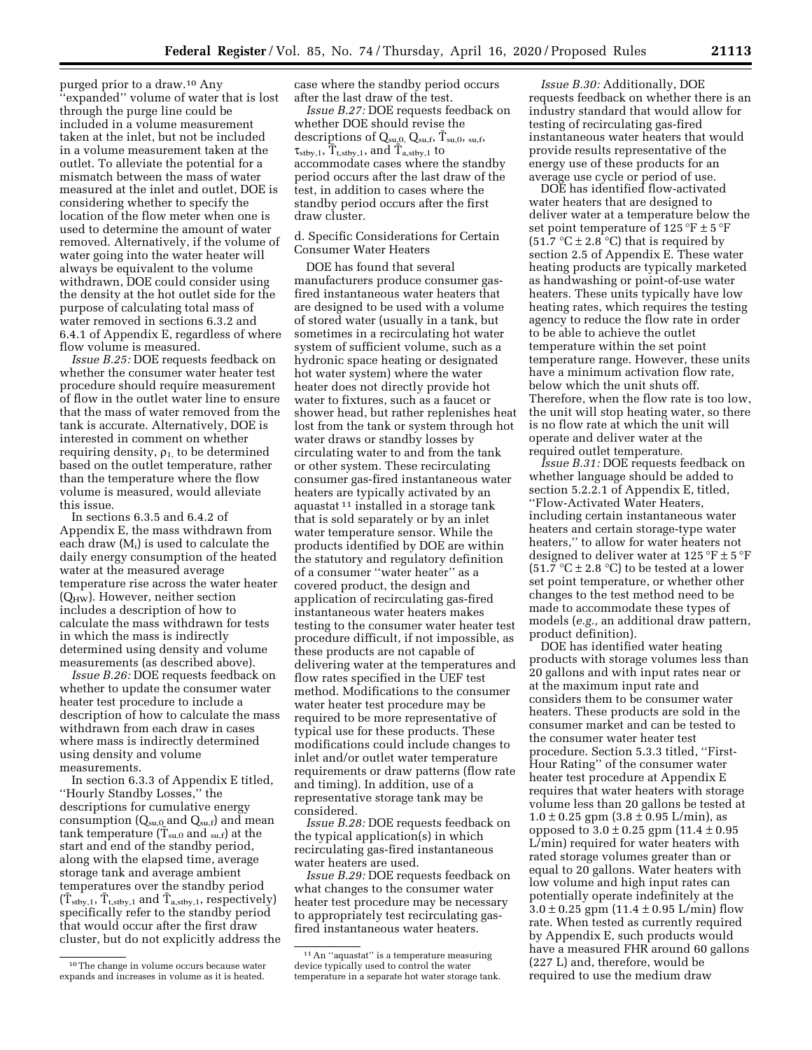purged prior to a draw.[10] Any "expanded" volume of water that is lost through the purge line could be included in a volume measurement taken at the inlet, but not be included in a volume measurement taken at the outlet. To alleviate the potential for a mismatch between the mass of water measured at the inlet and outlet, DOE is considering whether to specify the location of the flow meter when one is used to determine the amount of water removed. Alternatively, if the volume of water going into the water heater will always be equivalent to the volume withdrawn, DOE could consider using the density at the hot outlet side for the purpose of calculating total mass of water removed in sections 6.3.2 and 6.4.1 of Appendix E, regardless of where flow volume is measured.

*Issue B.25:* DOE requests feedback on whether the consumer water heater test procedure should require measurement of flow in the outlet water line to ensure that the mass of water removed from the tank is accurate. Alternatively, DOE is interested in comment on whether requiring density, $\rho_1$, to be determined based on the outlet temperature, rather than the temperature where the flow volume is measured, would alleviate this issue.

In sections 6.3.5 and 6.4.2 of Appendix E, the mass withdrawn from each draw ($M_i$) is used to calculate the daily energy consumption of the heated water at the measured average temperature rise across the water heater ($Q_{HW}$). However, neither section includes a description of how to calculate the mass withdrawn for tests in which the mass is indirectly determined using density and volume measurements (as described above).

*Issue B.26:* DOE requests feedback on whether to update the consumer water heater test procedure to include a description of how to calculate the mass withdrawn from each draw in cases where mass is indirectly determined using density and volume measurements.

In section 6.3.3 of Appendix E titled, "Hourly Standby Losses," the descriptions for cumulative energy consumption ($Q_{su,0}$ and $Q_{su,f}$) and mean tank temperature ($\bar{T}_{su,0}$ and $_{su,f}$) at the start and end of the standby period, along with the elapsed time, average storage tank and average ambient temperatures over the standby period ($\bar{T}_{stby,1}$, $\bar{T}_{t,stby,1}$ and $\bar{T}_{a,stby,1}$, respectively) specifically refer to the standby period that would occur after the first draw cluster, but do not explicitly address the case where the standby period occurs after the last draw of the test.

*Issue B.27:* DOE requests feedback on whether DOE should revise the descriptions of $Q_{su,0}$, $Q_{su,f}$, $\bar{T}_{su,0}$, $_{su,f}$, $\tau_{stby,1}$, $\bar{T}_{t,stby,1}$, and $\bar{T}_{a,stby,1}$ to accommodate cases where the standby period occurs after the last draw of the test, in addition to cases where the standby period occurs after the first draw cluster.

d. Specific Considerations for Certain Consumer Water Heaters

DOE has found that several manufacturers produce consumer gas-fired instantaneous water heaters that are designed to be used with a volume of stored water (usually in a tank, but sometimes in a recirculating hot water system of sufficient volume, such as a hydronic space heating or designated hot water system) where the water heater does not directly provide hot water to fixtures, such as a faucet or shower head, but rather replenishes heat lost from the tank or system through hot water draws or standby losses by circulating water to and from the tank or other system. These recirculating consumer gas-fired instantaneous water heaters are typically activated by an aquastat [11] installed in a storage tank that is sold separately or by an inlet water temperature sensor. While the products identified by DOE are within the statutory and regulatory definition of a consumer "water heater" as a covered product, the design and application of recirculating gas-fired instantaneous water heaters makes testing to the consumer water heater test procedure difficult, if not impossible, as these products are not capable of delivering water at the temperatures and flow rates specified in the UEF test method. Modifications to the consumer water heater test procedure may be required to be more representative of typical use for these products. These modifications could include changes to inlet and/or outlet water temperature requirements or draw patterns (flow rate and timing). In addition, use of a representative storage tank may be considered.

*Issue B.28:* DOE requests feedback on the typical application(s) in which recirculating gas-fired instantaneous water heaters are used.

*Issue B.29:* DOE requests feedback on what changes to the consumer water heater test procedure may be necessary to appropriately test recirculating gas-fired instantaneous water heaters.

*Issue B.30:* Additionally, DOE requests feedback on whether there is an industry standard that would allow for testing of recirculating gas-fired instantaneous water heaters that would provide results representative of the energy use of these products for an average use cycle or period of use.

DOE has identified flow-activated water heaters that are designed to deliver water at a temperature below the set point temperature of 125 °F ± 5 °F (51.7 °C ± 2.8 °C) that is required by section 2.5 of Appendix E. These water heating products are typically marketed as handwashing or point-of-use water heaters. These units typically have low heating rates, which requires the testing agency to reduce the flow rate in order to be able to achieve the outlet temperature within the set point temperature range. However, these units have a minimum activation flow rate, below which the unit shuts off. Therefore, when the flow rate is too low, the unit will stop heating water, so there is no flow rate at which the unit will operate and deliver water at the required outlet temperature.

*Issue B.31:* DOE requests feedback on whether language should be added to section 5.2.2.1 of Appendix E, titled, "Flow-Activated Water Heaters, including certain instantaneous water heaters and certain storage-type water heaters," to allow for water heaters not designed to deliver water at 125 °F ± 5 °F (51.7 °C ± 2.8 °C) to be tested at a lower set point temperature, or whether other changes to the test method need to be made to accommodate these types of models (*e.g.,* an additional draw pattern, product definition).

DOE has identified water heating products with storage volumes less than 20 gallons and with input rates near or at the maximum input rate and considers them to be consumer water heaters. These products are sold in the consumer market and can be tested to the consumer water heater test procedure. Section 5.3.3 titled, "First-Hour Rating" of the consumer water heater test procedure at Appendix E requires that water heaters with storage volume less than 20 gallons be tested at 1.0 ± 0.25 gpm (3.8 ± 0.95 L/min), as opposed to 3.0 ± 0.25 gpm (11.4 ± 0.95 L/min) required for water heaters with rated storage volumes greater than or equal to 20 gallons. Water heaters with low volume and high input rates can potentially operate indefinitely at the 3.0 ± 0.25 gpm (11.4 ± 0.95 L/min) flow rate. When tested as currently required by Appendix E, such products would have a measured FHR around 60 gallons (227 L) and, therefore, would be required to use the medium draw

---

[10] The change in volume occurs because water expands and increases in volume as it is heated.

[11] An "aquastat" is a temperature measuring device typically used to control the water temperature in a separate hot water storage tank.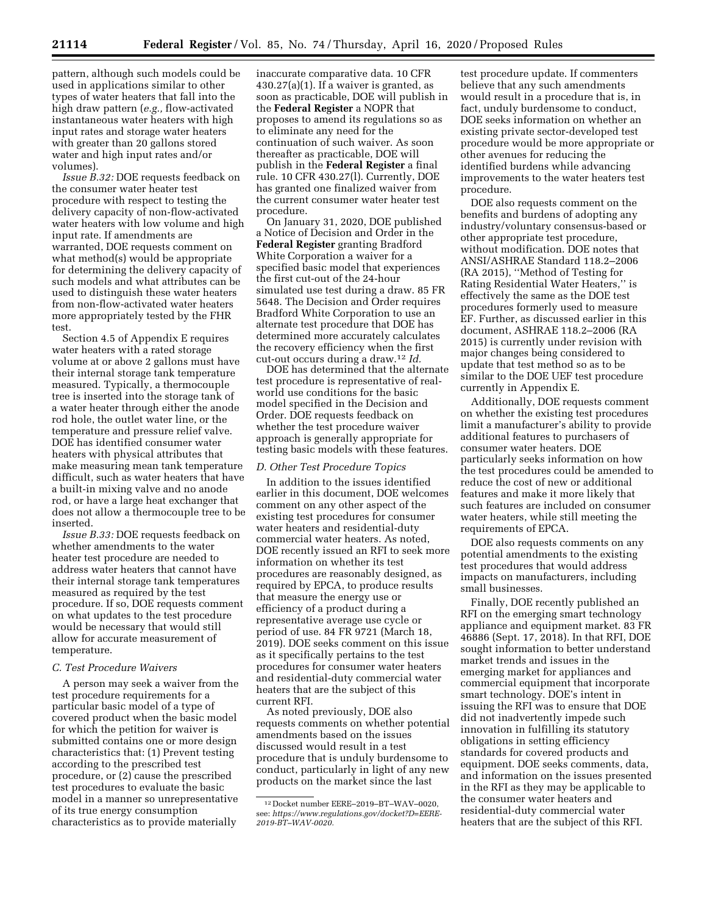pattern, although such models could be used in applications similar to other types of water heaters that fall into the high draw pattern (*e.g.,* flow-activated instantaneous water heaters with high input rates and storage water heaters with greater than 20 gallons stored water and high input rates and/or volumes).

*Issue B.32:* DOE requests feedback on the consumer water heater test procedure with respect to testing the delivery capacity of non-flow-activated water heaters with low volume and high input rate. If amendments are warranted, DOE requests comment on what method(s) would be appropriate for determining the delivery capacity of such models and what attributes can be used to distinguish these water heaters from non-flow-activated water heaters more appropriately tested by the FHR test.

Section 4.5 of Appendix E requires water heaters with a rated storage volume at or above 2 gallons must have their internal storage tank temperature measured. Typically, a thermocouple tree is inserted into the storage tank of a water heater through either the anode rod hole, the outlet water line, or the temperature and pressure relief valve. DOE has identified consumer water heaters with physical attributes that make measuring mean tank temperature difficult, such as water heaters that have a built-in mixing valve and no anode rod, or have a large heat exchanger that does not allow a thermocouple tree to be inserted.

*Issue B.33:* DOE requests feedback on whether amendments to the water heater test procedure are needed to address water heaters that cannot have their internal storage tank temperatures measured as required by the test procedure. If so, DOE requests comment on what updates to the test procedure would be necessary that would still allow for accurate measurement of temperature.

### *C. Test Procedure Waivers*

A person may seek a waiver from the test procedure requirements for a particular basic model of a type of covered product when the basic model for which the petition for waiver is submitted contains one or more design characteristics that: (1) Prevent testing according to the prescribed test procedure, or (2) cause the prescribed test procedures to evaluate the basic model in a manner so unrepresentative of its true energy consumption characteristics as to provide materially inaccurate comparative data. 10 CFR 430.27(a)(1). If a waiver is granted, as soon as practicable, DOE will publish in the **Federal Register** a NOPR that proposes to amend its regulations so as to eliminate any need for the continuation of such waiver. As soon thereafter as practicable, DOE will publish in the **Federal Register** a final rule. 10 CFR 430.27(l). Currently, DOE has granted one finalized waiver from the current consumer water heater test procedure.

On January 31, 2020, DOE published a Notice of Decision and Order in the **Federal Register** granting Bradford White Corporation a waiver for a specified basic model that experiences the first cut-out of the 24-hour simulated use test during a draw. 85 FR 5648. The Decision and Order requires Bradford White Corporation to use an alternate test procedure that DOE has determined more accurately calculates the recovery efficiency when the first cut-out occurs during a draw.[12] *Id.*

DOE has determined that the alternate test procedure is representative of real-world use conditions for the basic model specified in the Decision and Order. DOE requests feedback on whether the test procedure waiver approach is generally appropriate for testing basic models with these features.

### *D. Other Test Procedure Topics*

In addition to the issues identified earlier in this document, DOE welcomes comment on any other aspect of the existing test procedures for consumer water heaters and residential-duty commercial water heaters. As noted, DOE recently issued an RFI to seek more information on whether its test procedures are reasonably designed, as required by EPCA, to produce results that measure the energy use or efficiency of a product during a representative average use cycle or period of use. 84 FR 9721 (March 18, 2019). DOE seeks comment on this issue as it specifically pertains to the test procedures for consumer water heaters and residential-duty commercial water heaters that are the subject of this current RFI.

As noted previously, DOE also requests comments on whether potential amendments based on the issues discussed would result in a test procedure that is unduly burdensome to conduct, particularly in light of any new products on the market since the last test procedure update. If commenters believe that any such amendments would result in a procedure that is, in fact, unduly burdensome to conduct, DOE seeks information on whether an existing private sector-developed test procedure would be more appropriate or other avenues for reducing the identified burdens while advancing improvements to the water heaters test procedure.

DOE also requests comment on the benefits and burdens of adopting any industry/voluntary consensus-based or other appropriate test procedure, without modification. DOE notes that ANSI/ASHRAE Standard 118.2–2006 (RA 2015), ''Method of Testing for Rating Residential Water Heaters,'' is effectively the same as the DOE test procedures formerly used to measure EF. Further, as discussed earlier in this document, ASHRAE 118.2–2006 (RA 2015) is currently under revision with major changes being considered to update that test method so as to be similar to the DOE UEF test procedure currently in Appendix E.

Additionally, DOE requests comment on whether the existing test procedures limit a manufacturer's ability to provide additional features to purchasers of consumer water heaters. DOE particularly seeks information on how the test procedures could be amended to reduce the cost of new or additional features and make it more likely that such features are included on consumer water heaters, while still meeting the requirements of EPCA.

DOE also requests comments on any potential amendments to the existing test procedures that would address impacts on manufacturers, including small businesses.

Finally, DOE recently published an RFI on the emerging smart technology appliance and equipment market. 83 FR 46886 (Sept. 17, 2018). In that RFI, DOE sought information to better understand market trends and issues in the emerging market for appliances and commercial equipment that incorporate smart technology. DOE's intent in issuing the RFI was to ensure that DOE did not inadvertently impede such innovation in fulfilling its statutory obligations in setting efficiency standards for covered products and equipment. DOE seeks comments, data, and information on the issues presented in the RFI as they may be applicable to the consumer water heaters and residential-duty commercial water heaters that are the subject of this RFI.

---

[12] Docket number EERE–2019–BT–WAV–0020, see: *https://www.regulations.gov/docket?D=EERE-2019-BT–WAV-0020.*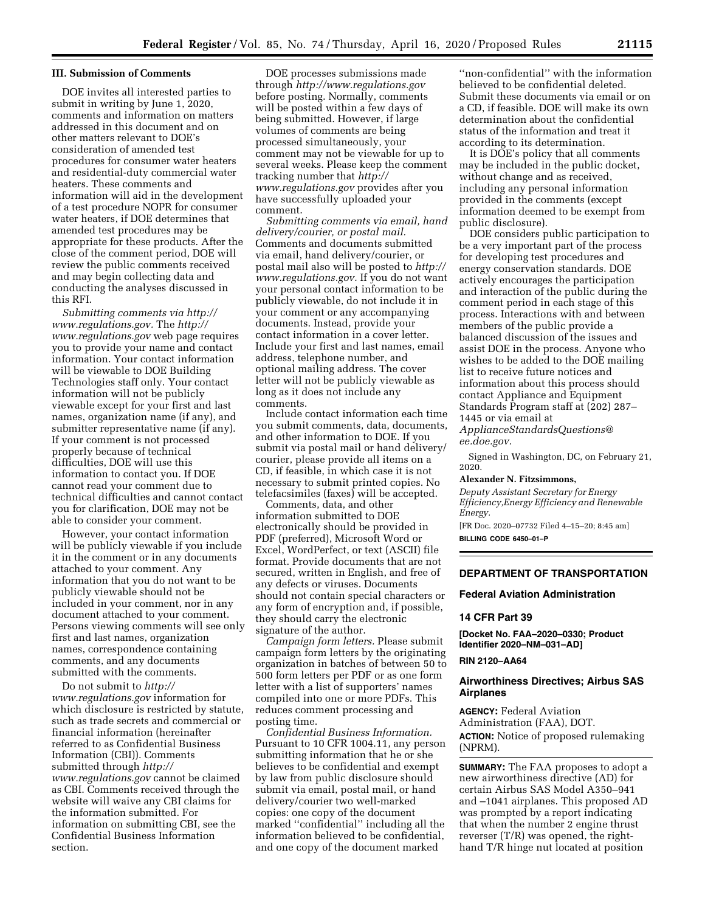### III. Submission of Comments

DOE invites all interested parties to submit in writing by June 1, 2020, comments and information on matters addressed in this document and on other matters relevant to DOE's consideration of amended test procedures for consumer water heaters and residential-duty commercial water heaters. These comments and information will aid in the development of a test procedure NOPR for consumer water heaters, if DOE determines that amended test procedures may be appropriate for these products. After the close of the comment period, DOE will review the public comments received and may begin collecting data and conducting the analyses discussed in this RFI.

*Submitting comments via http://www.regulations.gov.* The *http://www.regulations.gov* web page requires you to provide your name and contact information. Your contact information will be viewable to DOE Building Technologies staff only. Your contact information will not be publicly viewable except for your first and last names, organization name (if any), and submitter representative name (if any). If your comment is not processed properly because of technical difficulties, DOE will use this information to contact you. If DOE cannot read your comment due to technical difficulties and cannot contact you for clarification, DOE may not be able to consider your comment.

However, your contact information will be publicly viewable if you include it in the comment or in any documents attached to your comment. Any information that you do not want to be publicly viewable should not be included in your comment, nor in any document attached to your comment. Persons viewing comments will see only first and last names, organization names, correspondence containing comments, and any documents submitted with the comments.

Do not submit to *http://www.regulations.gov* information for which disclosure is restricted by statute, such as trade secrets and commercial or financial information (hereinafter referred to as Confidential Business Information (CBI)). Comments submitted through *http://www.regulations.gov* cannot be claimed as CBI. Comments received through the website will waive any CBI claims for the information submitted. For information on submitting CBI, see the Confidential Business Information section.

DOE processes submissions made through *http://www.regulations.gov* before posting. Normally, comments will be posted within a few days of being submitted. However, if large volumes of comments are being processed simultaneously, your comment may not be viewable for up to several weeks. Please keep the comment tracking number that *http://www.regulations.gov* provides after you have successfully uploaded your comment.

*Submitting comments via email, hand delivery/courier, or postal mail.* Comments and documents submitted via email, hand delivery/courier, or postal mail also will be posted to *http://www.regulations.gov.* If you do not want your personal contact information to be publicly viewable, do not include it in your comment or any accompanying documents. Instead, provide your contact information in a cover letter. Include your first and last names, email address, telephone number, and optional mailing address. The cover letter will not be publicly viewable as long as it does not include any comments.

Include contact information each time you submit comments, data, documents, and other information to DOE. If you submit via postal mail or hand delivery/courier, please provide all items on a CD, if feasible, in which case it is not necessary to submit printed copies. No telefacsimiles (faxes) will be accepted.

Comments, data, and other information submitted to DOE electronically should be provided in PDF (preferred), Microsoft Word or Excel, WordPerfect, or text (ASCII) file format. Provide documents that are not secured, written in English, and free of any defects or viruses. Documents should not contain special characters or any form of encryption and, if possible, they should carry the electronic signature of the author.

*Campaign form letters.* Please submit campaign form letters by the originating organization in batches of between 50 to 500 form letters per PDF or as one form letter with a list of supporters' names compiled into one or more PDFs. This reduces comment processing and posting time.

*Confidential Business Information.* Pursuant to 10 CFR 1004.11, any person submitting information that he or she believes to be confidential and exempt by law from public disclosure should submit via email, postal mail, or hand delivery/courier two well-marked copies: one copy of the document marked "confidential" including all the information believed to be confidential, and one copy of the document marked "non-confidential" with the information believed to be confidential deleted. Submit these documents via email or on a CD, if feasible. DOE will make its own determination about the confidential status of the information and treat it according to its determination.

It is DOE's policy that all comments may be included in the public docket, without change and as received, including any personal information provided in the comments (except information deemed to be exempt from public disclosure).

DOE considers public participation to be a very important part of the process for developing test procedures and energy conservation standards. DOE actively encourages the participation and interaction of the public during the comment period in each stage of this process. Interactions with and between members of the public provide a balanced discussion of the issues and assist DOE in the process. Anyone who wishes to be added to the DOE mailing list to receive future notices and information about this process should contact Appliance and Equipment Standards Program staff at (202) 287–1445 or via email at *ApplianceStandardsQuestions@ee.doe.gov.*

Signed in Washington, DC, on February 21, 2020.

**Alexander N. Fitzsimmons,**

*Deputy Assistant Secretary for Energy Efficiency,Energy Efficiency and Renewable Energy.*

[FR Doc. 2020–07732 Filed 4–15–20; 8:45 am]

**BILLING CODE 6450–01–P**

---

## DEPARTMENT OF TRANSPORTATION

### Federal Aviation Administration

### 14 CFR Part 39

**[Docket No. FAA–2020–0330; Product Identifier 2020–NM–031–AD]**

**RIN 2120–AA64**

### Airworthiness Directives; Airbus SAS Airplanes

**AGENCY:** Federal Aviation Administration (FAA), DOT.

**ACTION:** Notice of proposed rulemaking (NPRM).

**SUMMARY:** The FAA proposes to adopt a new airworthiness directive (AD) for certain Airbus SAS Model A350–941 and –1041 airplanes. This proposed AD was prompted by a report indicating that when the number 2 engine thrust reverser (T/R) was opened, the right-hand T/R hinge nut located at position